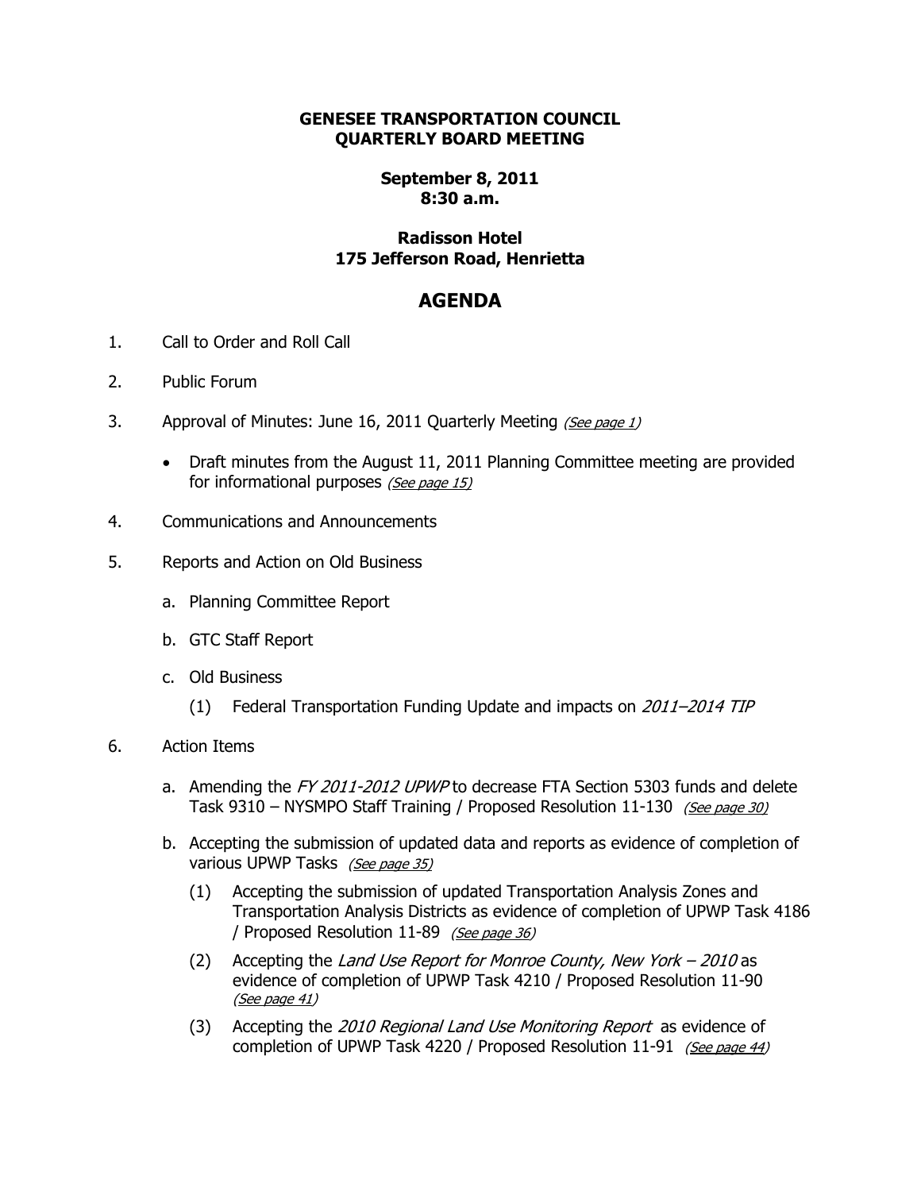**GENESEE TRANSPORTATION COUNCIL**
**QUARTERLY BOARD MEETING**

**September 8, 2011**
**8:30 a.m.**

**Radisson Hotel**
**175 Jefferson Road, Henrietta**

# AGENDA

1. Call to Order and Roll Call

2. Public Forum

3. Approval of Minutes: June 16, 2011 Quarterly Meeting *(See page 1)*

   - Draft minutes from the August 11, 2011 Planning Committee meeting are provided for informational purposes *(See page 15)*

4. Communications and Announcements

5. Reports and Action on Old Business

   a. Planning Committee Report

   b. GTC Staff Report

   c. Old Business

      (1) Federal Transportation Funding Update and impacts on *2011–2014 TIP*

6. Action Items

   a. Amending the *FY 2011-2012 UPWP* to decrease FTA Section 5303 funds and delete Task 9310 – NYSMPO Staff Training / Proposed Resolution 11-130 *(See page 30)*

   b. Accepting the submission of updated data and reports as evidence of completion of various UPWP Tasks *(See page 35)*

      (1) Accepting the submission of updated Transportation Analysis Zones and Transportation Analysis Districts as evidence of completion of UPWP Task 4186 / Proposed Resolution 11-89 *(See page 36)*

      (2) Accepting the *Land Use Report for Monroe County, New York – 2010* as evidence of completion of UPWP Task 4210 / Proposed Resolution 11-90 *(See page 41)*

      (3) Accepting the *2010 Regional Land Use Monitoring Report* as evidence of completion of UPWP Task 4220 / Proposed Resolution 11-91 *(See page 44)*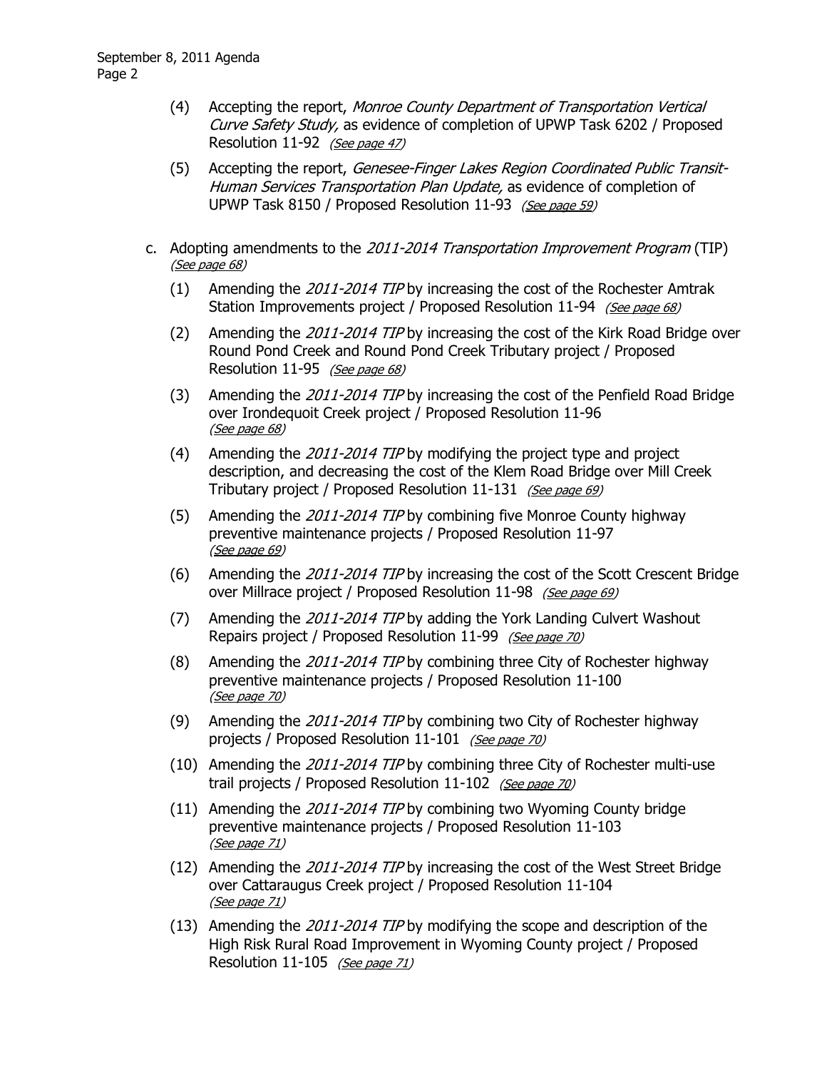(4) Accepting the report, *Monroe County Department of Transportation Vertical Curve Safety Study,* as evidence of completion of UPWP Task 6202 / Proposed Resolution 11-92 *(See page 47)*

(5) Accepting the report, *Genesee-Finger Lakes Region Coordinated Public Transit-Human Services Transportation Plan Update,* as evidence of completion of UPWP Task 8150 / Proposed Resolution 11-93 *(See page 59)*

c. Adopting amendments to the *2011-2014 Transportation Improvement Program* (TIP) *(See page 68)*

(1) Amending the *2011-2014 TIP* by increasing the cost of the Rochester Amtrak Station Improvements project / Proposed Resolution 11-94 *(See page 68)*

(2) Amending the *2011-2014 TIP* by increasing the cost of the Kirk Road Bridge over Round Pond Creek and Round Pond Creek Tributary project / Proposed Resolution 11-95 *(See page 68)*

(3) Amending the *2011-2014 TIP* by increasing the cost of the Penfield Road Bridge over Irondequoit Creek project / Proposed Resolution 11-96 *(See page 68)*

(4) Amending the *2011-2014 TIP* by modifying the project type and project description, and decreasing the cost of the Klem Road Bridge over Mill Creek Tributary project / Proposed Resolution 11-131 *(See page 69)*

(5) Amending the *2011-2014 TIP* by combining five Monroe County highway preventive maintenance projects / Proposed Resolution 11-97 *(See page 69)*

(6) Amending the *2011-2014 TIP* by increasing the cost of the Scott Crescent Bridge over Millrace project / Proposed Resolution 11-98 *(See page 69)*

(7) Amending the *2011-2014 TIP* by adding the York Landing Culvert Washout Repairs project / Proposed Resolution 11-99 *(See page 70)*

(8) Amending the *2011-2014 TIP* by combining three City of Rochester highway preventive maintenance projects / Proposed Resolution 11-100 *(See page 70)*

(9) Amending the *2011-2014 TIP* by combining two City of Rochester highway projects / Proposed Resolution 11-101 *(See page 70)*

(10) Amending the *2011-2014 TIP* by combining three City of Rochester multi-use trail projects / Proposed Resolution 11-102 *(See page 70)*

(11) Amending the *2011-2014 TIP* by combining two Wyoming County bridge preventive maintenance projects / Proposed Resolution 11-103 *(See page 71)*

(12) Amending the *2011-2014 TIP* by increasing the cost of the West Street Bridge over Cattaraugus Creek project / Proposed Resolution 11-104 *(See page 71)*

(13) Amending the *2011-2014 TIP* by modifying the scope and description of the High Risk Rural Road Improvement in Wyoming County project / Proposed Resolution 11-105 *(See page 71)*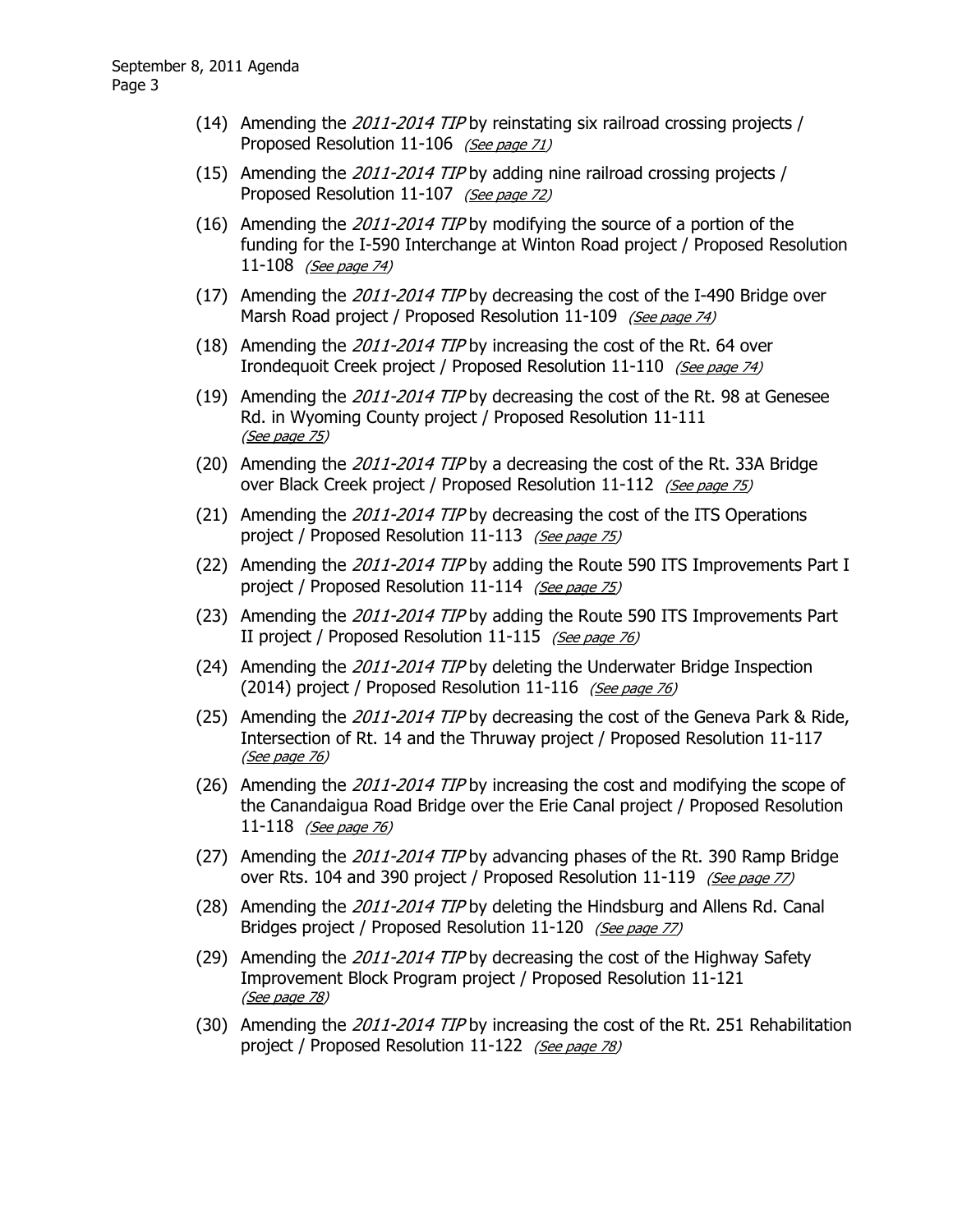(14) Amending the *2011-2014 TIP* by reinstating six railroad crossing projects / Proposed Resolution 11-106 *(See page 71)*

(15) Amending the *2011-2014 TIP* by adding nine railroad crossing projects / Proposed Resolution 11-107 *(See page 72)*

(16) Amending the *2011-2014 TIP* by modifying the source of a portion of the funding for the I-590 Interchange at Winton Road project / Proposed Resolution 11-108 *(See page 74)*

(17) Amending the *2011-2014 TIP* by decreasing the cost of the I-490 Bridge over Marsh Road project / Proposed Resolution 11-109 *(See page 74)*

(18) Amending the *2011-2014 TIP* by increasing the cost of the Rt. 64 over Irondequoit Creek project / Proposed Resolution 11-110 *(See page 74)*

(19) Amending the *2011-2014 TIP* by decreasing the cost of the Rt. 98 at Genesee Rd. in Wyoming County project / Proposed Resolution 11-111 *(See page 75)*

(20) Amending the *2011-2014 TIP* by a decreasing the cost of the Rt. 33A Bridge over Black Creek project / Proposed Resolution 11-112 *(See page 75)*

(21) Amending the *2011-2014 TIP* by decreasing the cost of the ITS Operations project / Proposed Resolution 11-113 *(See page 75)*

(22) Amending the *2011-2014 TIP* by adding the Route 590 ITS Improvements Part I project / Proposed Resolution 11-114 *(See page 75)*

(23) Amending the *2011-2014 TIP* by adding the Route 590 ITS Improvements Part II project / Proposed Resolution 11-115 *(See page 76)*

(24) Amending the *2011-2014 TIP* by deleting the Underwater Bridge Inspection (2014) project / Proposed Resolution 11-116 *(See page 76)*

(25) Amending the *2011-2014 TIP* by decreasing the cost of the Geneva Park & Ride, Intersection of Rt. 14 and the Thruway project / Proposed Resolution 11-117 *(See page 76)*

(26) Amending the *2011-2014 TIP* by increasing the cost and modifying the scope of the Canandaigua Road Bridge over the Erie Canal project / Proposed Resolution 11-118 *(See page 76)*

(27) Amending the *2011-2014 TIP* by advancing phases of the Rt. 390 Ramp Bridge over Rts. 104 and 390 project / Proposed Resolution 11-119 *(See page 77)*

(28) Amending the *2011-2014 TIP* by deleting the Hindsburg and Allens Rd. Canal Bridges project / Proposed Resolution 11-120 *(See page 77)*

(29) Amending the *2011-2014 TIP* by decreasing the cost of the Highway Safety Improvement Block Program project / Proposed Resolution 11-121 *(See page 78)*

(30) Amending the *2011-2014 TIP* by increasing the cost of the Rt. 251 Rehabilitation project / Proposed Resolution 11-122 *(See page 78)*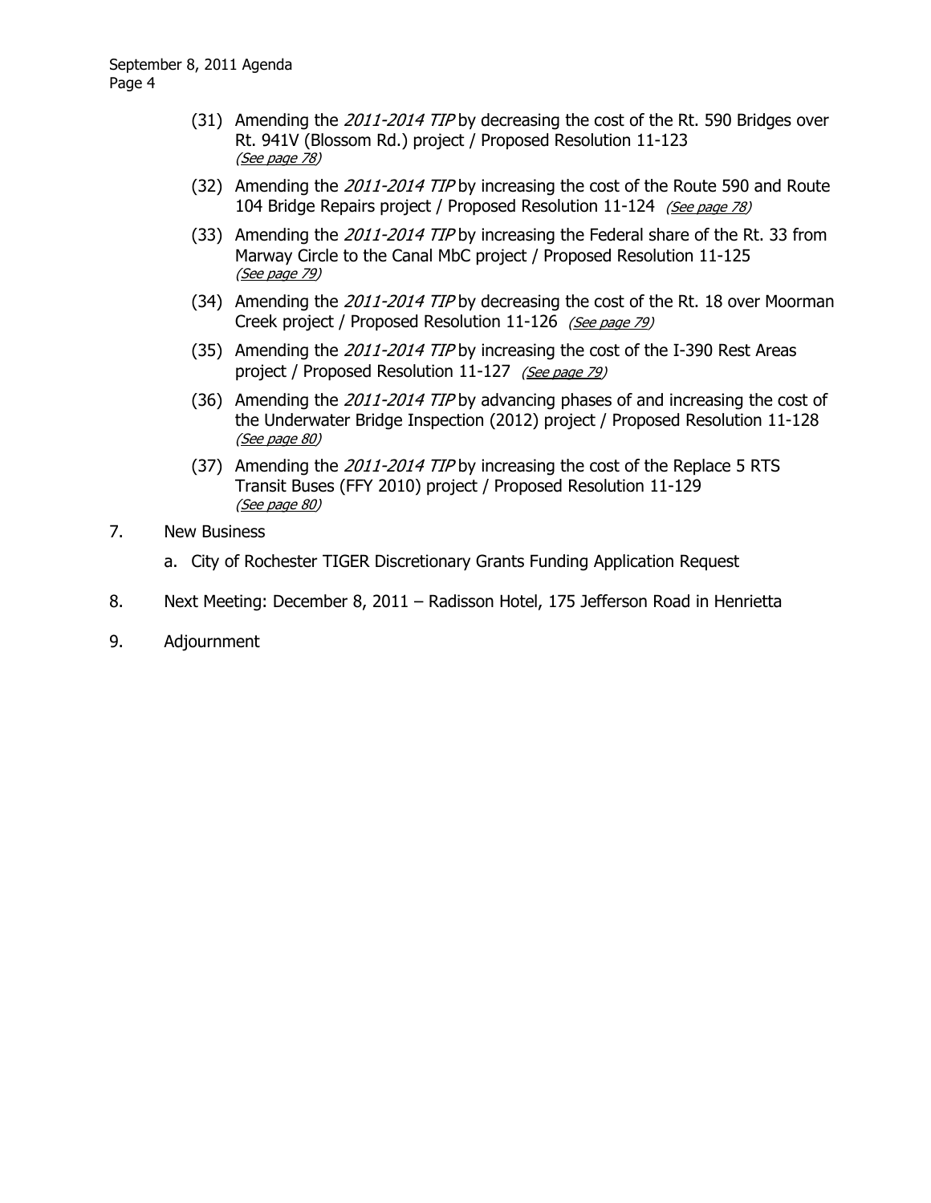(31) Amending the *2011-2014 TIP* by decreasing the cost of the Rt. 590 Bridges over Rt. 941V (Blossom Rd.) project / Proposed Resolution 11-123 *(See page 78)*

(32) Amending the *2011-2014 TIP* by increasing the cost of the Route 590 and Route 104 Bridge Repairs project / Proposed Resolution 11-124 *(See page 78)*

(33) Amending the *2011-2014 TIP* by increasing the Federal share of the Rt. 33 from Marway Circle to the Canal MbC project / Proposed Resolution 11-125 *(See page 79)*

(34) Amending the *2011-2014 TIP* by decreasing the cost of the Rt. 18 over Moorman Creek project / Proposed Resolution 11-126 *(See page 79)*

(35) Amending the *2011-2014 TIP* by increasing the cost of the I-390 Rest Areas project / Proposed Resolution 11-127 *(See page 79)*

(36) Amending the *2011-2014 TIP* by advancing phases of and increasing the cost of the Underwater Bridge Inspection (2012) project / Proposed Resolution 11-128 *(See page 80)*

(37) Amending the *2011-2014 TIP* by increasing the cost of the Replace 5 RTS Transit Buses (FFY 2010) project / Proposed Resolution 11-129 *(See page 80)*

7. New Business

   a. City of Rochester TIGER Discretionary Grants Funding Application Request

8. Next Meeting: December 8, 2011 – Radisson Hotel, 175 Jefferson Road in Henrietta

9. Adjournment